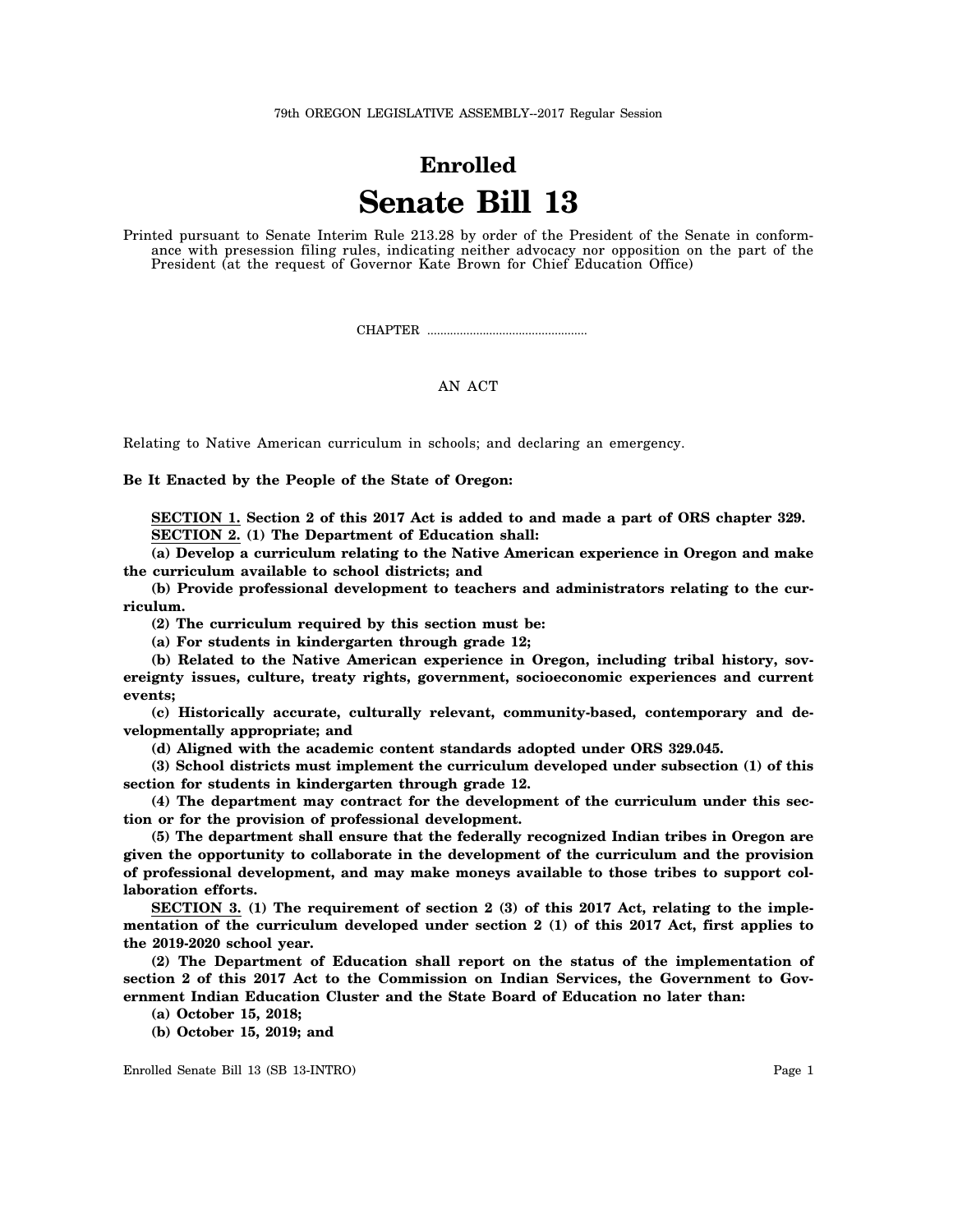79th OREGON LEGISLATIVE ASSEMBLY--2017 Regular Session

# Enrolled

# Senate Bill 13

Printed pursuant to Senate Interim Rule 213.28 by order of the President of the Senate in conformance with presession filing rules, indicating neither advocacy nor opposition on the part of the President (at the request of Governor Kate Brown for Chief Education Office)

CHAPTER .................................................

AN ACT

Relating to Native American curriculum in schools; and declaring an emergency.

**Be It Enacted by the People of the State of Oregon:**

**SECTION 1. Section 2 of this 2017 Act is added to and made a part of ORS chapter 329.**

**SECTION 2. (1) The Department of Education shall:**

**(a) Develop a curriculum relating to the Native American experience in Oregon and make the curriculum available to school districts; and**

**(b) Provide professional development to teachers and administrators relating to the curriculum.**

**(2) The curriculum required by this section must be:**

**(a) For students in kindergarten through grade 12;**

**(b) Related to the Native American experience in Oregon, including tribal history, sovereignty issues, culture, treaty rights, government, socioeconomic experiences and current events;**

**(c) Historically accurate, culturally relevant, community-based, contemporary and developmentally appropriate; and**

**(d) Aligned with the academic content standards adopted under ORS 329.045.**

**(3) School districts must implement the curriculum developed under subsection (1) of this section for students in kindergarten through grade 12.**

**(4) The department may contract for the development of the curriculum under this section or for the provision of professional development.**

**(5) The department shall ensure that the federally recognized Indian tribes in Oregon are given the opportunity to collaborate in the development of the curriculum and the provision of professional development, and may make moneys available to those tribes to support collaboration efforts.**

**SECTION 3. (1) The requirement of section 2 (3) of this 2017 Act, relating to the implementation of the curriculum developed under section 2 (1) of this 2017 Act, first applies to the 2019-2020 school year.**

**(2) The Department of Education shall report on the status of the implementation of section 2 of this 2017 Act to the Commission on Indian Services, the Government to Government Indian Education Cluster and the State Board of Education no later than:**

**(a) October 15, 2018;**

**(b) October 15, 2019; and**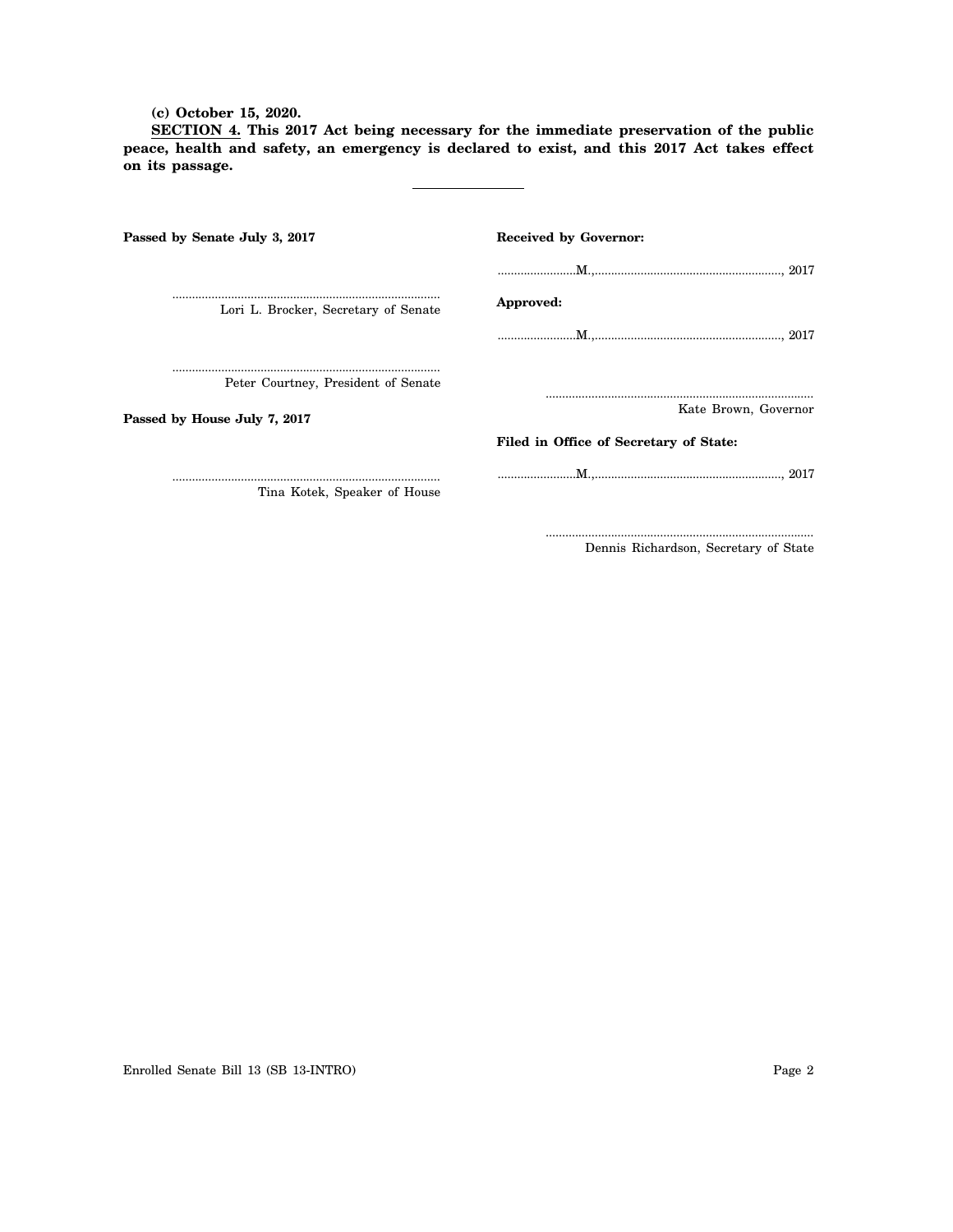**(c) October 15, 2020.**

**SECTION 4. This 2017 Act being necessary for the immediate preservation of the public peace, health and safety, an emergency is declared to exist, and this 2017 Act takes effect on its passage.**

---

**Passed by Senate July 3, 2017**

..................................................................................
Lori L. Brocker, Secretary of Senate

..................................................................................
Peter Courtney, President of Senate

**Passed by House July 7, 2017**

..................................................................................
Tina Kotek, Speaker of House

**Received by Governor:**

........................M.,..........................................................., 2017

**Approved:**

........................M.,..........................................................., 2017

..................................................................................
Kate Brown, Governor

**Filed in Office of Secretary of State:**

........................M.,..........................................................., 2017

..................................................................................
Dennis Richardson, Secretary of State

Enrolled Senate Bill 13 (SB 13-INTRO)